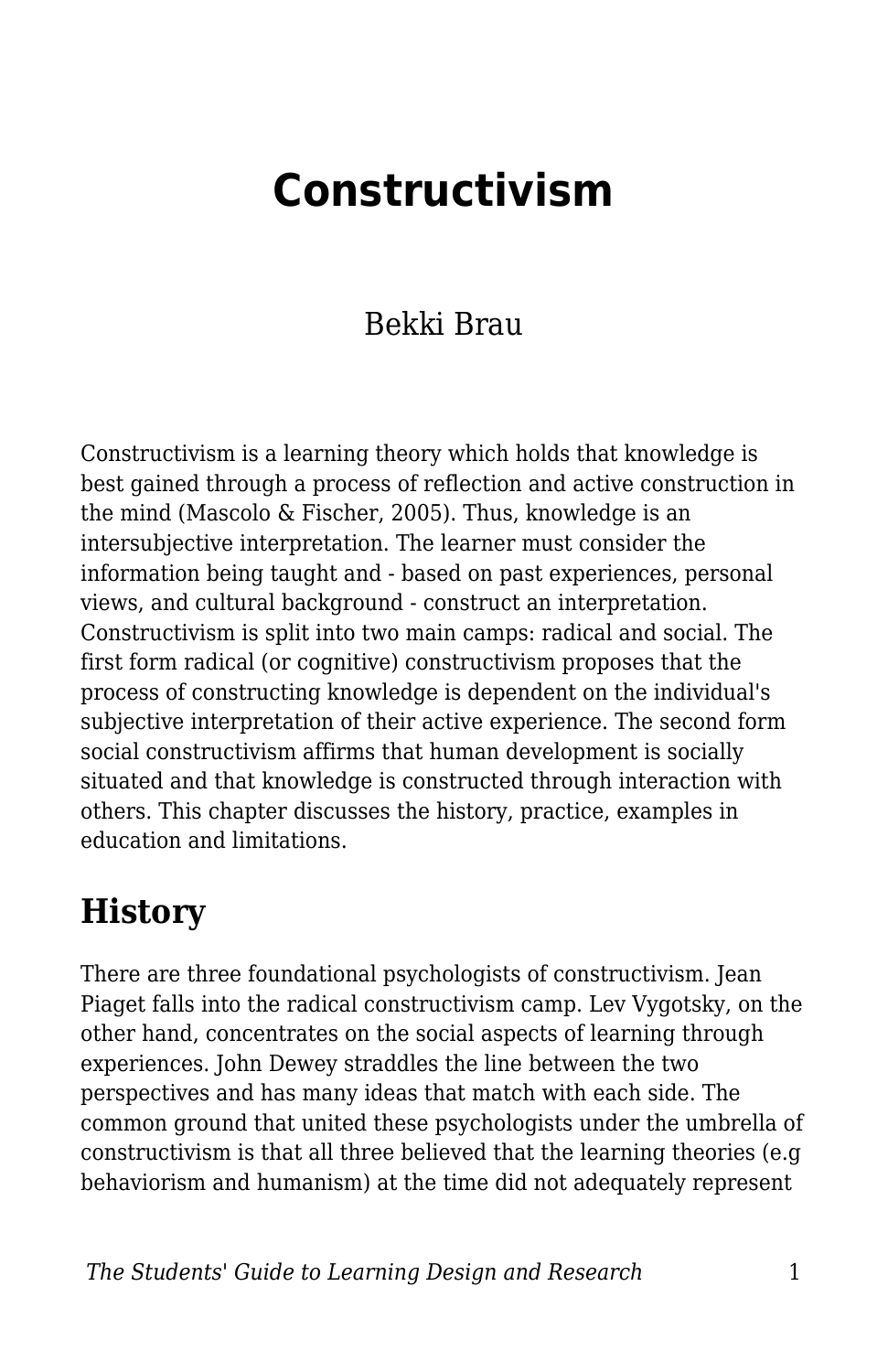# Constructivism

Bekki Brau

Constructivism is a learning theory which holds that knowledge is best gained through a process of reflection and active construction in the mind (Mascolo & Fischer, 2005). Thus, knowledge is an intersubjective interpretation. The learner must consider the information being taught and - based on past experiences, personal views, and cultural background - construct an interpretation. Constructivism is split into two main camps: radical and social. The first form radical (or cognitive) constructivism proposes that the process of constructing knowledge is dependent on the individual's subjective interpretation of their active experience. The second form social constructivism affirms that human development is socially situated and that knowledge is constructed through interaction with others. This chapter discusses the history, practice, examples in education and limitations.

## History

There are three foundational psychologists of constructivism. Jean Piaget falls into the radical constructivism camp. Lev Vygotsky, on the other hand, concentrates on the social aspects of learning through experiences. John Dewey straddles the line between the two perspectives and has many ideas that match with each side. The common ground that united these psychologists under the umbrella of constructivism is that all three believed that the learning theories (e.g behaviorism and humanism) at the time did not adequately represent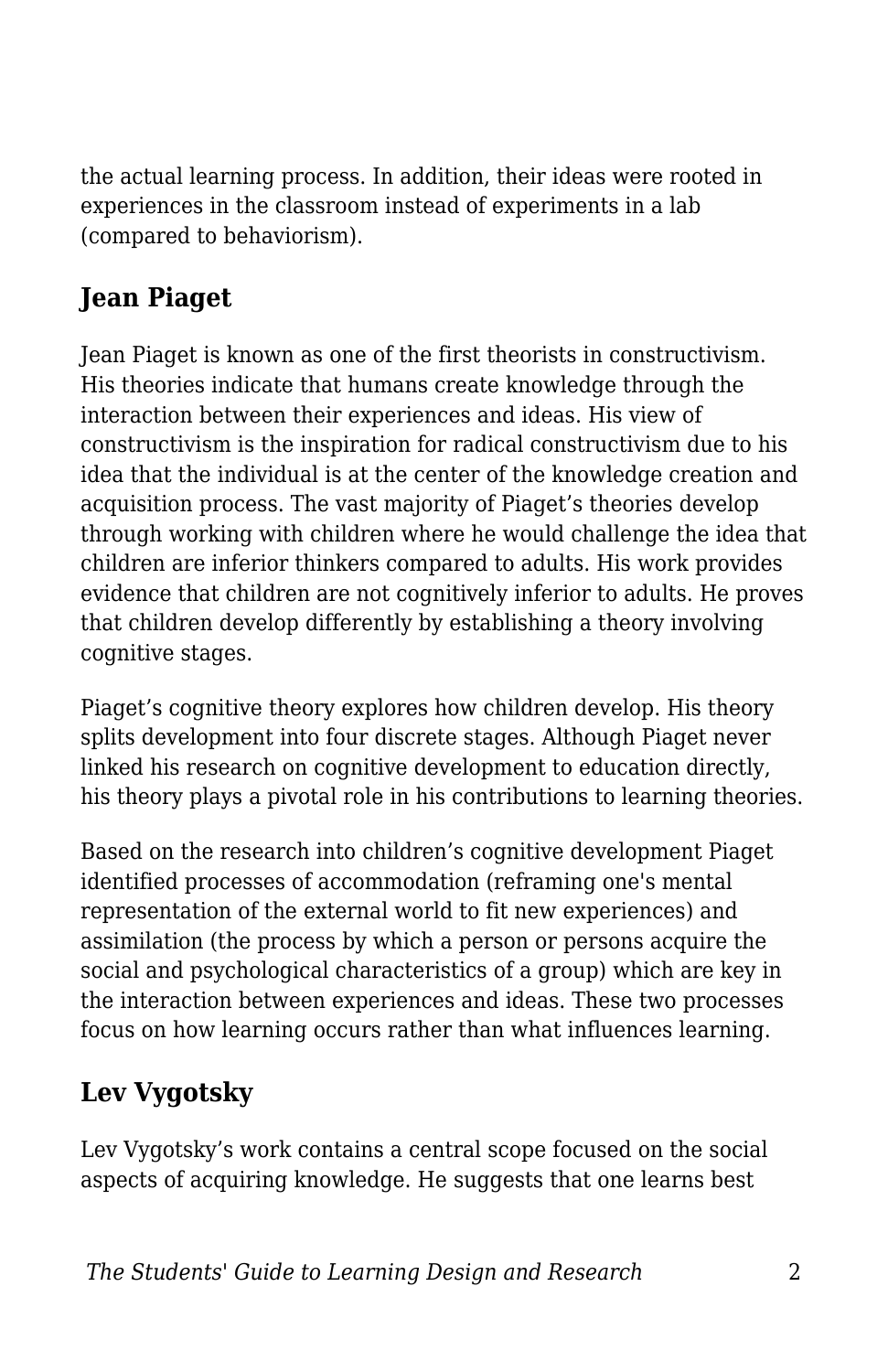the actual learning process. In addition, their ideas were rooted in experiences in the classroom instead of experiments in a lab (compared to behaviorism).

## Jean Piaget

Jean Piaget is known as one of the first theorists in constructivism. His theories indicate that humans create knowledge through the interaction between their experiences and ideas. His view of constructivism is the inspiration for radical constructivism due to his idea that the individual is at the center of the knowledge creation and acquisition process. The vast majority of Piaget's theories develop through working with children where he would challenge the idea that children are inferior thinkers compared to adults. His work provides evidence that children are not cognitively inferior to adults. He proves that children develop differently by establishing a theory involving cognitive stages.

Piaget's cognitive theory explores how children develop. His theory splits development into four discrete stages. Although Piaget never linked his research on cognitive development to education directly, his theory plays a pivotal role in his contributions to learning theories.

Based on the research into children's cognitive development Piaget identified processes of accommodation (reframing one's mental representation of the external world to fit new experiences) and assimilation (the process by which a person or persons acquire the social and psychological characteristics of a group) which are key in the interaction between experiences and ideas. These two processes focus on how learning occurs rather than what influences learning.

## Lev Vygotsky

Lev Vygotsky's work contains a central scope focused on the social aspects of acquiring knowledge. He suggests that one learns best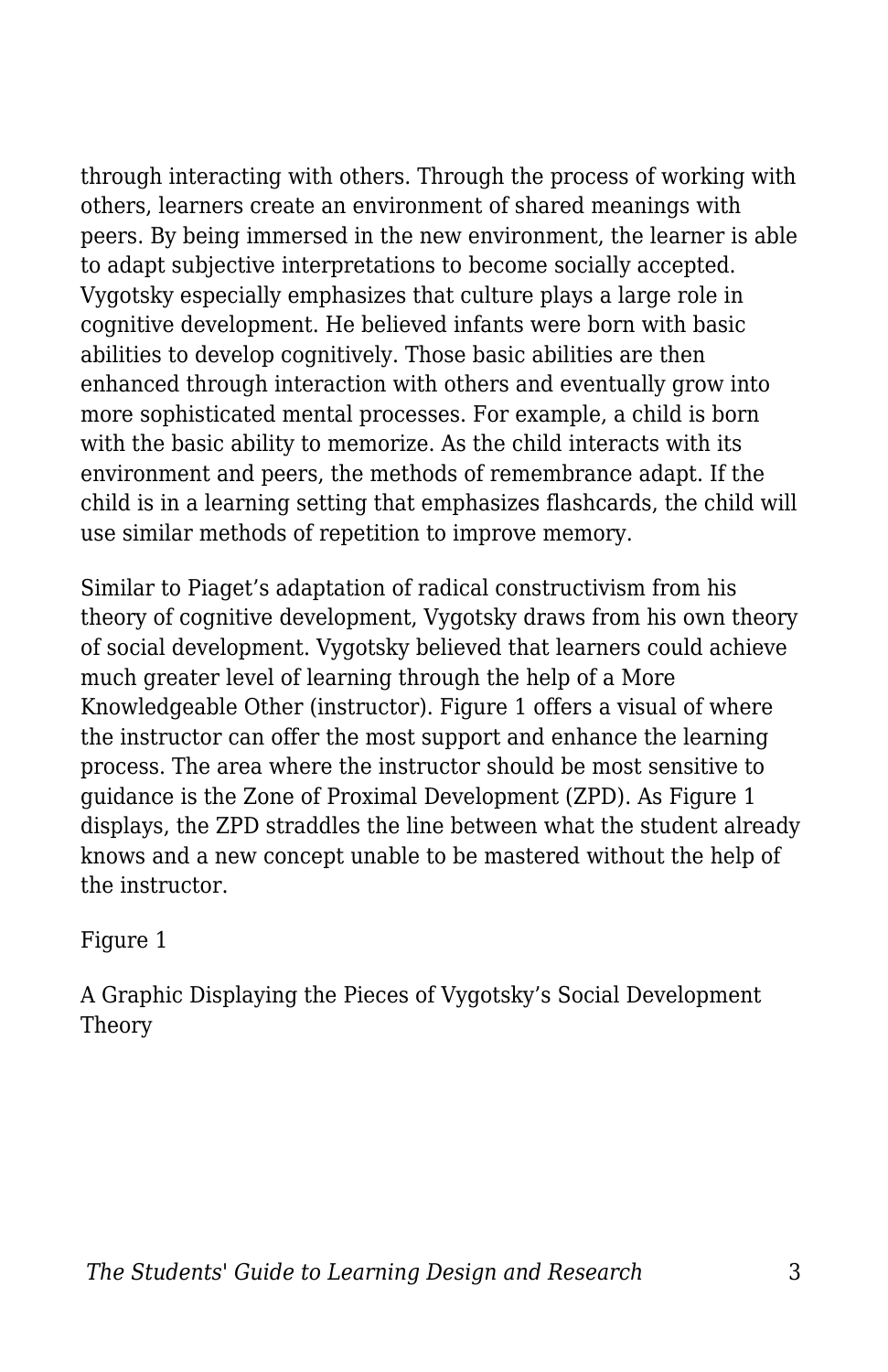through interacting with others. Through the process of working with others, learners create an environment of shared meanings with peers. By being immersed in the new environment, the learner is able to adapt subjective interpretations to become socially accepted. Vygotsky especially emphasizes that culture plays a large role in cognitive development. He believed infants were born with basic abilities to develop cognitively. Those basic abilities are then enhanced through interaction with others and eventually grow into more sophisticated mental processes. For example, a child is born with the basic ability to memorize. As the child interacts with its environment and peers, the methods of remembrance adapt. If the child is in a learning setting that emphasizes flashcards, the child will use similar methods of repetition to improve memory.

Similar to Piaget's adaptation of radical constructivism from his theory of cognitive development, Vygotsky draws from his own theory of social development. Vygotsky believed that learners could achieve much greater level of learning through the help of a More Knowledgeable Other (instructor). Figure 1 offers a visual of where the instructor can offer the most support and enhance the learning process. The area where the instructor should be most sensitive to guidance is the Zone of Proximal Development (ZPD). As Figure 1 displays, the ZPD straddles the line between what the student already knows and a new concept unable to be mastered without the help of the instructor.

Figure 1

A Graphic Displaying the Pieces of Vygotsky's Social Development Theory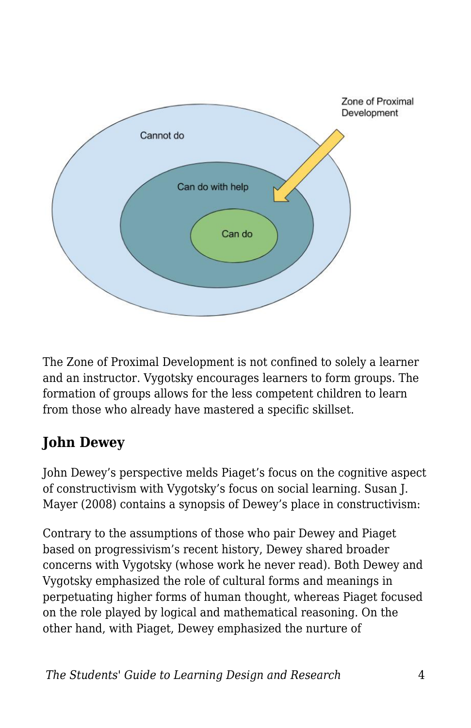The Zone of Proximal Development is not confined to solely a learner and an instructor. Vygotsky encourages learners to form groups. The formation of groups allows for the less competent children to learn from those who already have mastered a specific skillset.

## John Dewey

John Dewey's perspective melds Piaget's focus on the cognitive aspect of constructivism with Vygotsky's focus on social learning. Susan J. Mayer (2008) contains a synopsis of Dewey's place in constructivism:

Contrary to the assumptions of those who pair Dewey and Piaget based on progressivism's recent history, Dewey shared broader concerns with Vygotsky (whose work he never read). Both Dewey and Vygotsky emphasized the role of cultural forms and meanings in perpetuating higher forms of human thought, whereas Piaget focused on the role played by logical and mathematical reasoning. On the other hand, with Piaget, Dewey emphasized the nurture of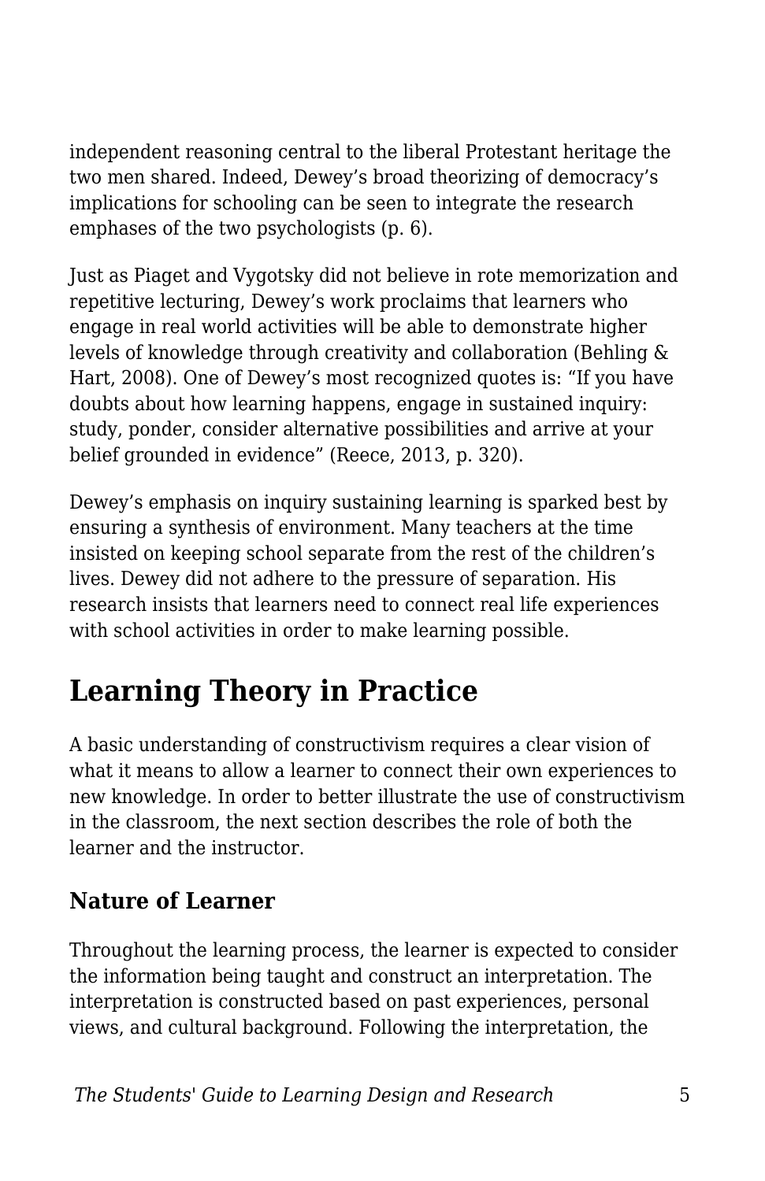independent reasoning central to the liberal Protestant heritage the two men shared. Indeed, Dewey's broad theorizing of democracy's implications for schooling can be seen to integrate the research emphases of the two psychologists (p. 6).

Just as Piaget and Vygotsky did not believe in rote memorization and repetitive lecturing, Dewey's work proclaims that learners who engage in real world activities will be able to demonstrate higher levels of knowledge through creativity and collaboration (Behling & Hart, 2008). One of Dewey's most recognized quotes is: "If you have doubts about how learning happens, engage in sustained inquiry: study, ponder, consider alternative possibilities and arrive at your belief grounded in evidence" (Reece, 2013, p. 320).

Dewey's emphasis on inquiry sustaining learning is sparked best by ensuring a synthesis of environment. Many teachers at the time insisted on keeping school separate from the rest of the children's lives. Dewey did not adhere to the pressure of separation. His research insists that learners need to connect real life experiences with school activities in order to make learning possible.

## Learning Theory in Practice

A basic understanding of constructivism requires a clear vision of what it means to allow a learner to connect their own experiences to new knowledge. In order to better illustrate the use of constructivism in the classroom, the next section describes the role of both the learner and the instructor.

### Nature of Learner

Throughout the learning process, the learner is expected to consider the information being taught and construct an interpretation. The interpretation is constructed based on past experiences, personal views, and cultural background. Following the interpretation, the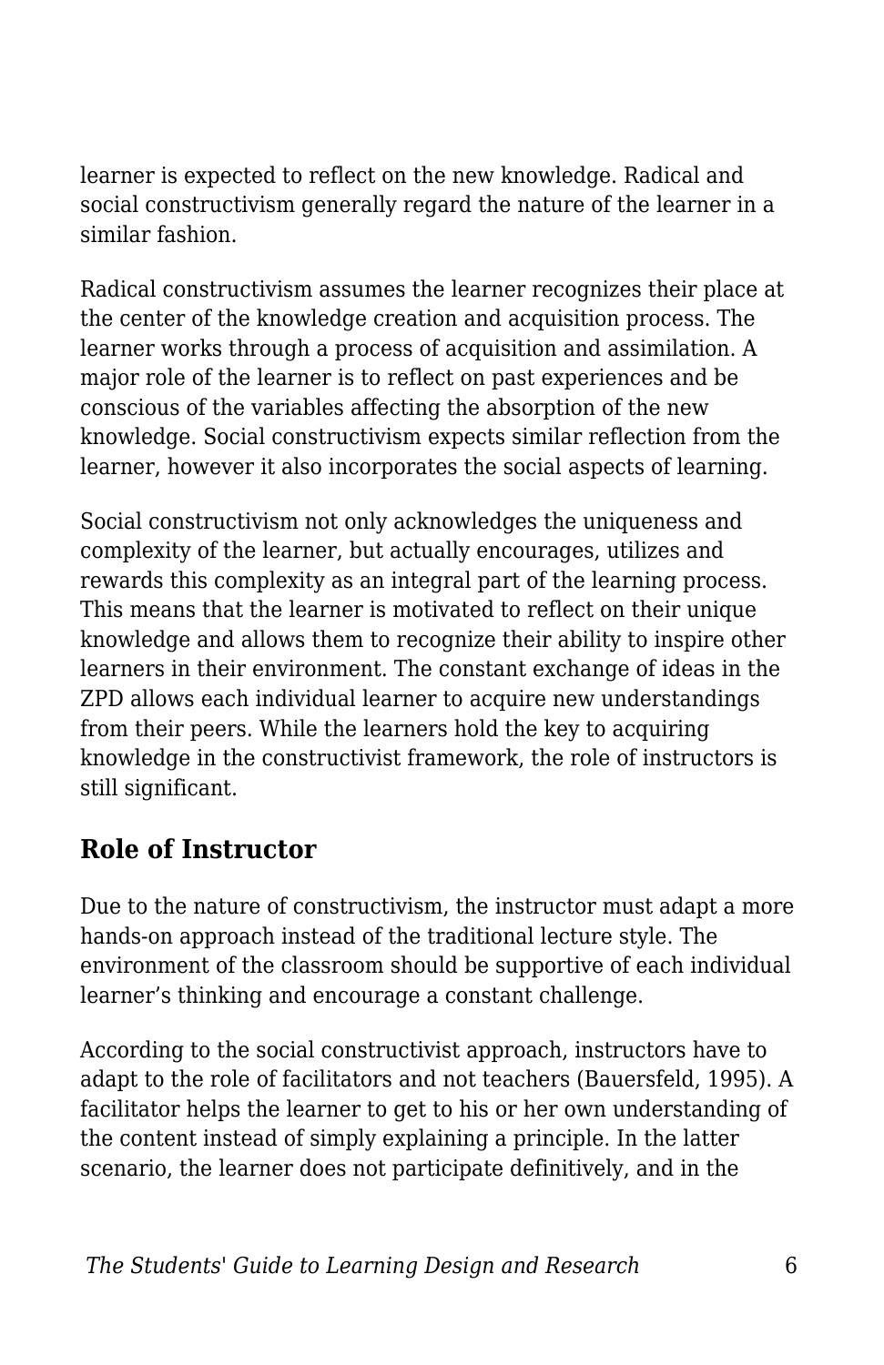learner is expected to reflect on the new knowledge. Radical and social constructivism generally regard the nature of the learner in a similar fashion.

Radical constructivism assumes the learner recognizes their place at the center of the knowledge creation and acquisition process. The learner works through a process of acquisition and assimilation. A major role of the learner is to reflect on past experiences and be conscious of the variables affecting the absorption of the new knowledge. Social constructivism expects similar reflection from the learner, however it also incorporates the social aspects of learning.

Social constructivism not only acknowledges the uniqueness and complexity of the learner, but actually encourages, utilizes and rewards this complexity as an integral part of the learning process. This means that the learner is motivated to reflect on their unique knowledge and allows them to recognize their ability to inspire other learners in their environment. The constant exchange of ideas in the ZPD allows each individual learner to acquire new understandings from their peers. While the learners hold the key to acquiring knowledge in the constructivist framework, the role of instructors is still significant.

## Role of Instructor

Due to the nature of constructivism, the instructor must adapt a more hands-on approach instead of the traditional lecture style. The environment of the classroom should be supportive of each individual learner's thinking and encourage a constant challenge.

According to the social constructivist approach, instructors have to adapt to the role of facilitators and not teachers (Bauersfeld, 1995). A facilitator helps the learner to get to his or her own understanding of the content instead of simply explaining a principle. In the latter scenario, the learner does not participate definitively, and in the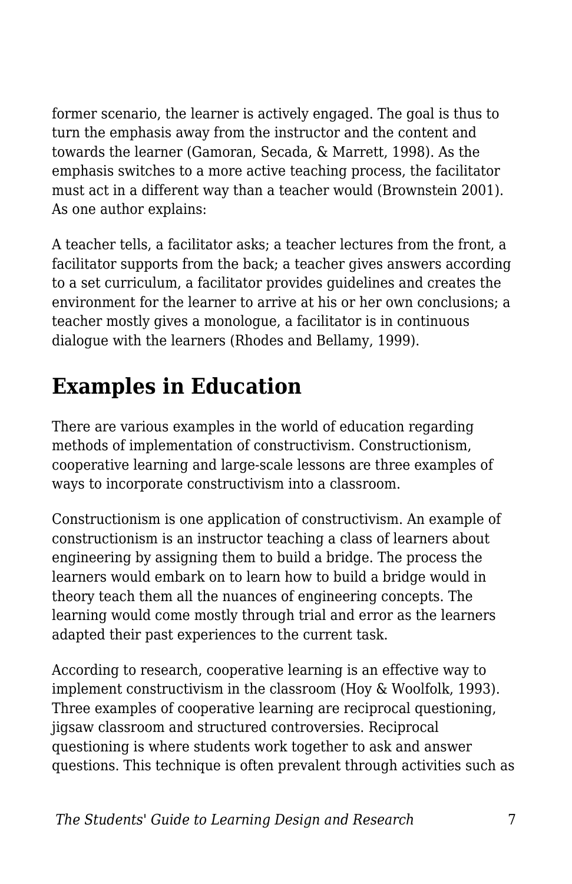former scenario, the learner is actively engaged. The goal is thus to turn the emphasis away from the instructor and the content and towards the learner (Gamoran, Secada, & Marrett, 1998). As the emphasis switches to a more active teaching process, the facilitator must act in a different way than a teacher would (Brownstein 2001). As one author explains:

A teacher tells, a facilitator asks; a teacher lectures from the front, a facilitator supports from the back; a teacher gives answers according to a set curriculum, a facilitator provides guidelines and creates the environment for the learner to arrive at his or her own conclusions; a teacher mostly gives a monologue, a facilitator is in continuous dialogue with the learners (Rhodes and Bellamy, 1999).

## Examples in Education

There are various examples in the world of education regarding methods of implementation of constructivism. Constructionism, cooperative learning and large-scale lessons are three examples of ways to incorporate constructivism into a classroom.

Constructionism is one application of constructivism. An example of constructionism is an instructor teaching a class of learners about engineering by assigning them to build a bridge. The process the learners would embark on to learn how to build a bridge would in theory teach them all the nuances of engineering concepts. The learning would come mostly through trial and error as the learners adapted their past experiences to the current task.

According to research, cooperative learning is an effective way to implement constructivism in the classroom (Hoy & Woolfolk, 1993). Three examples of cooperative learning are reciprocal questioning, jigsaw classroom and structured controversies. Reciprocal questioning is where students work together to ask and answer questions. This technique is often prevalent through activities such as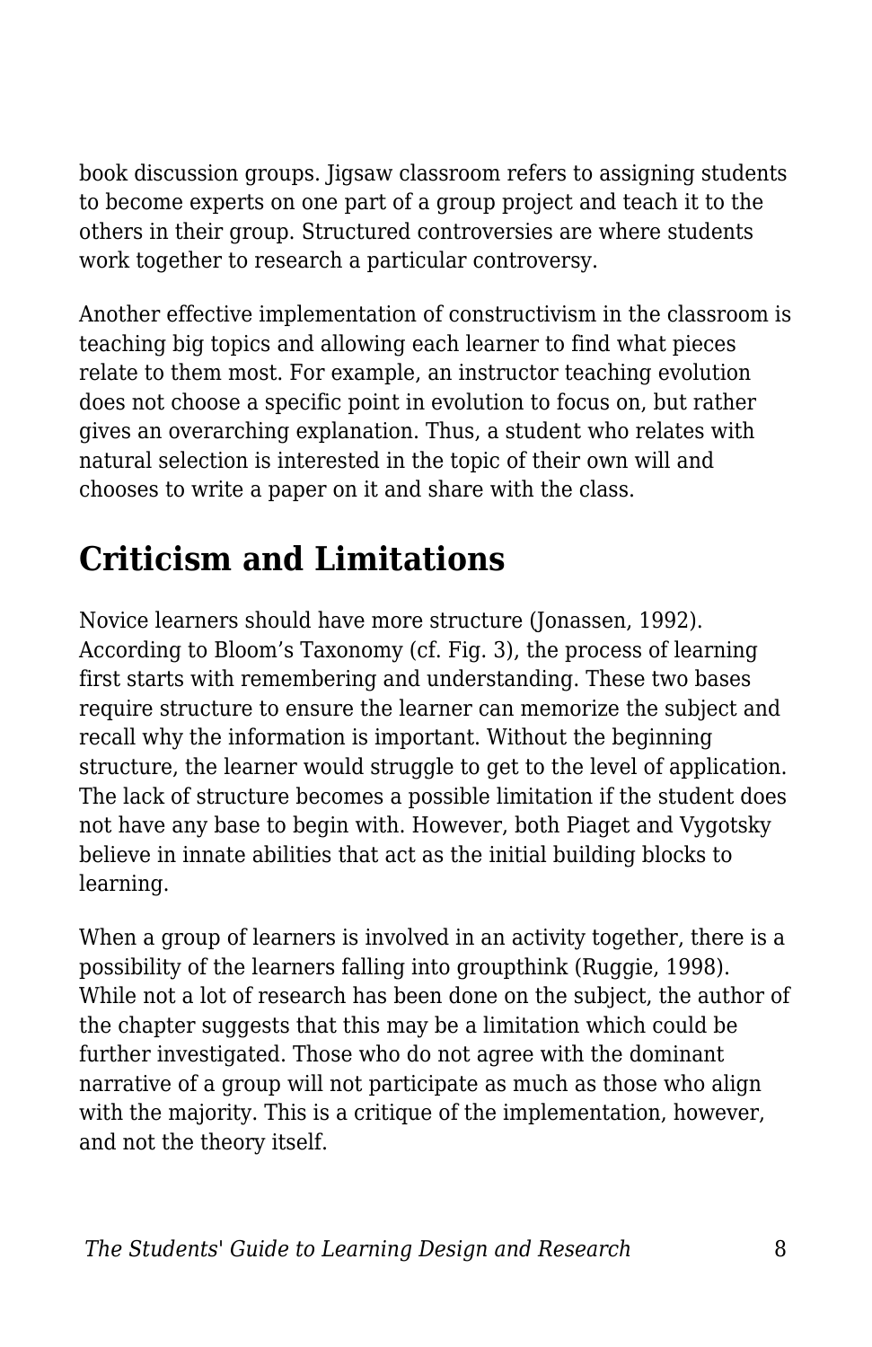book discussion groups. Jigsaw classroom refers to assigning students to become experts on one part of a group project and teach it to the others in their group. Structured controversies are where students work together to research a particular controversy.

Another effective implementation of constructivism in the classroom is teaching big topics and allowing each learner to find what pieces relate to them most. For example, an instructor teaching evolution does not choose a specific point in evolution to focus on, but rather gives an overarching explanation. Thus, a student who relates with natural selection is interested in the topic of their own will and chooses to write a paper on it and share with the class.

## Criticism and Limitations

Novice learners should have more structure (Jonassen, 1992). According to Bloom's Taxonomy (cf. Fig. 3), the process of learning first starts with remembering and understanding. These two bases require structure to ensure the learner can memorize the subject and recall why the information is important. Without the beginning structure, the learner would struggle to get to the level of application. The lack of structure becomes a possible limitation if the student does not have any base to begin with. However, both Piaget and Vygotsky believe in innate abilities that act as the initial building blocks to learning.

When a group of learners is involved in an activity together, there is a possibility of the learners falling into groupthink (Ruggie, 1998). While not a lot of research has been done on the subject, the author of the chapter suggests that this may be a limitation which could be further investigated. Those who do not agree with the dominant narrative of a group will not participate as much as those who align with the majority. This is a critique of the implementation, however, and not the theory itself.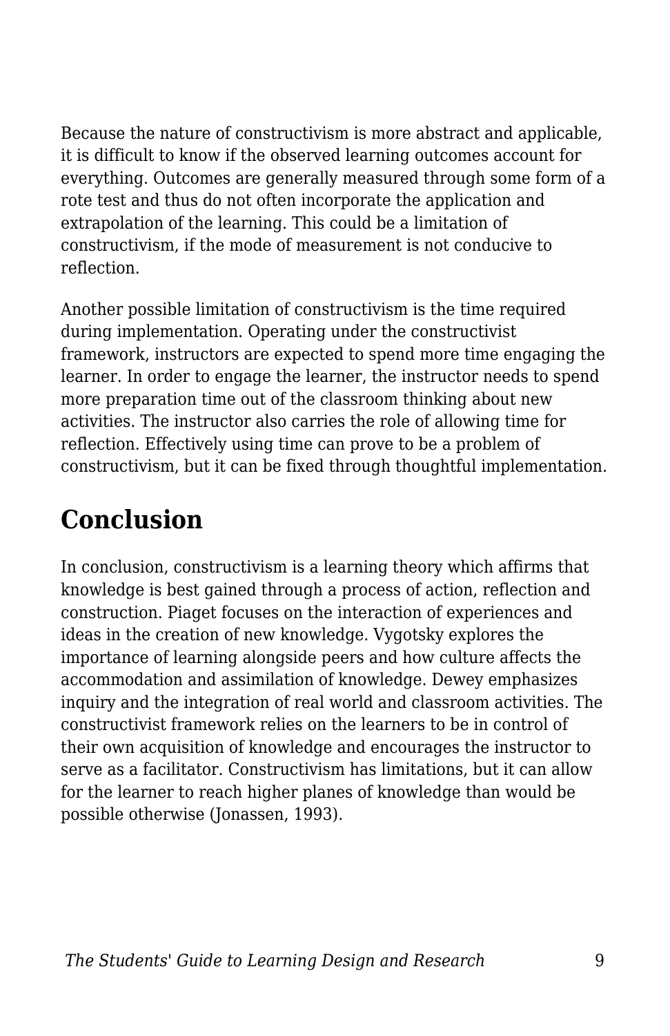Because the nature of constructivism is more abstract and applicable, it is difficult to know if the observed learning outcomes account for everything. Outcomes are generally measured through some form of a rote test and thus do not often incorporate the application and extrapolation of the learning. This could be a limitation of constructivism, if the mode of measurement is not conducive to reflection.

Another possible limitation of constructivism is the time required during implementation. Operating under the constructivist framework, instructors are expected to spend more time engaging the learner. In order to engage the learner, the instructor needs to spend more preparation time out of the classroom thinking about new activities. The instructor also carries the role of allowing time for reflection. Effectively using time can prove to be a problem of constructivism, but it can be fixed through thoughtful implementation.

## Conclusion

In conclusion, constructivism is a learning theory which affirms that knowledge is best gained through a process of action, reflection and construction. Piaget focuses on the interaction of experiences and ideas in the creation of new knowledge. Vygotsky explores the importance of learning alongside peers and how culture affects the accommodation and assimilation of knowledge. Dewey emphasizes inquiry and the integration of real world and classroom activities. The constructivist framework relies on the learners to be in control of their own acquisition of knowledge and encourages the instructor to serve as a facilitator. Constructivism has limitations, but it can allow for the learner to reach higher planes of knowledge than would be possible otherwise (Jonassen, 1993).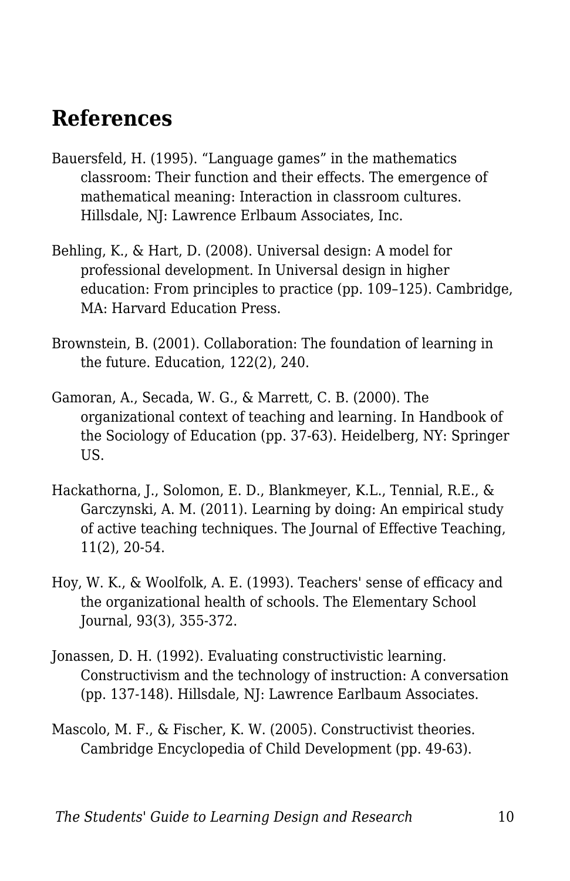## References

Bauersfeld, H. (1995). “Language games” in the mathematics classroom: Their function and their effects. The emergence of mathematical meaning: Interaction in classroom cultures. Hillsdale, NJ: Lawrence Erlbaum Associates, Inc.

Behling, K., & Hart, D. (2008). Universal design: A model for professional development. In Universal design in higher education: From principles to practice (pp. 109–125). Cambridge, MA: Harvard Education Press.

Brownstein, B. (2001). Collaboration: The foundation of learning in the future. Education, 122(2), 240.

Gamoran, A., Secada, W. G., & Marrett, C. B. (2000). The organizational context of teaching and learning. In Handbook of the Sociology of Education (pp. 37-63). Heidelberg, NY: Springer US.

Hackathorna, J., Solomon, E. D., Blankmeyer, K.L., Tennial, R.E., & Garczynski, A. M. (2011). Learning by doing: An empirical study of active teaching techniques. The Journal of Effective Teaching, 11(2), 20-54.

Hoy, W. K., & Woolfolk, A. E. (1993). Teachers' sense of efficacy and the organizational health of schools. The Elementary School Journal, 93(3), 355-372.

Jonassen, D. H. (1992). Evaluating constructivistic learning. Constructivism and the technology of instruction: A conversation (pp. 137-148). Hillsdale, NJ: Lawrence Earlbaum Associates.

Mascolo, M. F., & Fischer, K. W. (2005). Constructivist theories. Cambridge Encyclopedia of Child Development (pp. 49-63).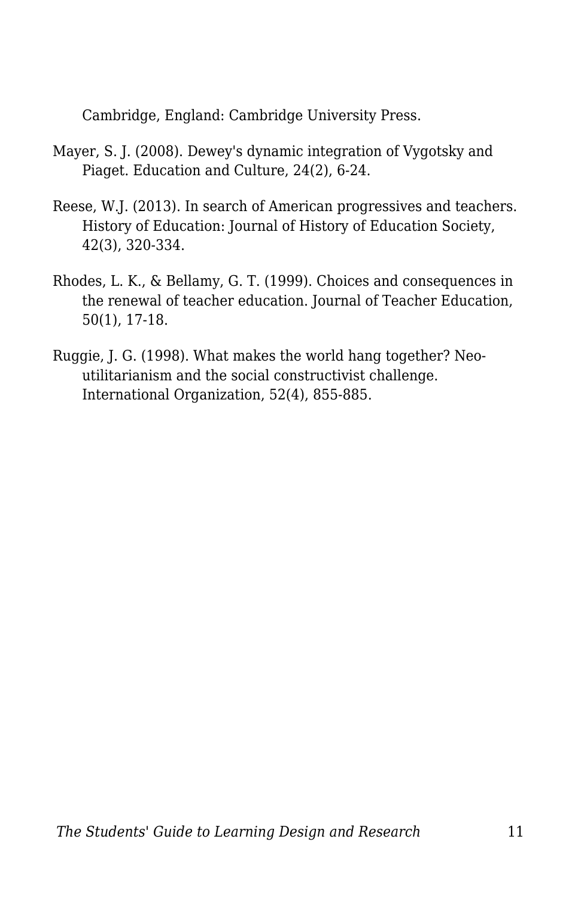Cambridge, England: Cambridge University Press.

Mayer, S. J. (2008). Dewey's dynamic integration of Vygotsky and Piaget. Education and Culture, 24(2), 6-24.

Reese, W.J. (2013). In search of American progressives and teachers. History of Education: Journal of History of Education Society, 42(3), 320-334.

Rhodes, L. K., & Bellamy, G. T. (1999). Choices and consequences in the renewal of teacher education. Journal of Teacher Education, 50(1), 17-18.

Ruggie, J. G. (1998). What makes the world hang together? Neo-utilitarianism and the social constructivist challenge. International Organization, 52(4), 855-885.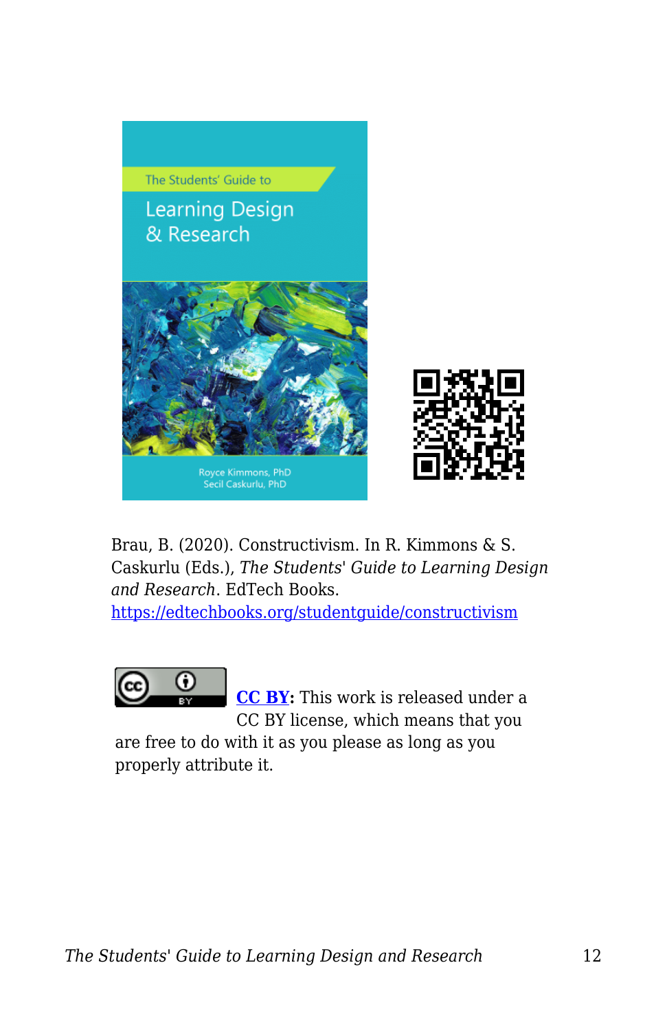Brau, B. (2020). Constructivism. In R. Kimmons & S. Caskurlu (Eds.), *The Students' Guide to Learning Design and Research*. EdTech Books. https://edtechbooks.org/studentguide/constructivism

**CC BY:** This work is released under a CC BY license, which means that you are free to do with it as you please as long as you properly attribute it.